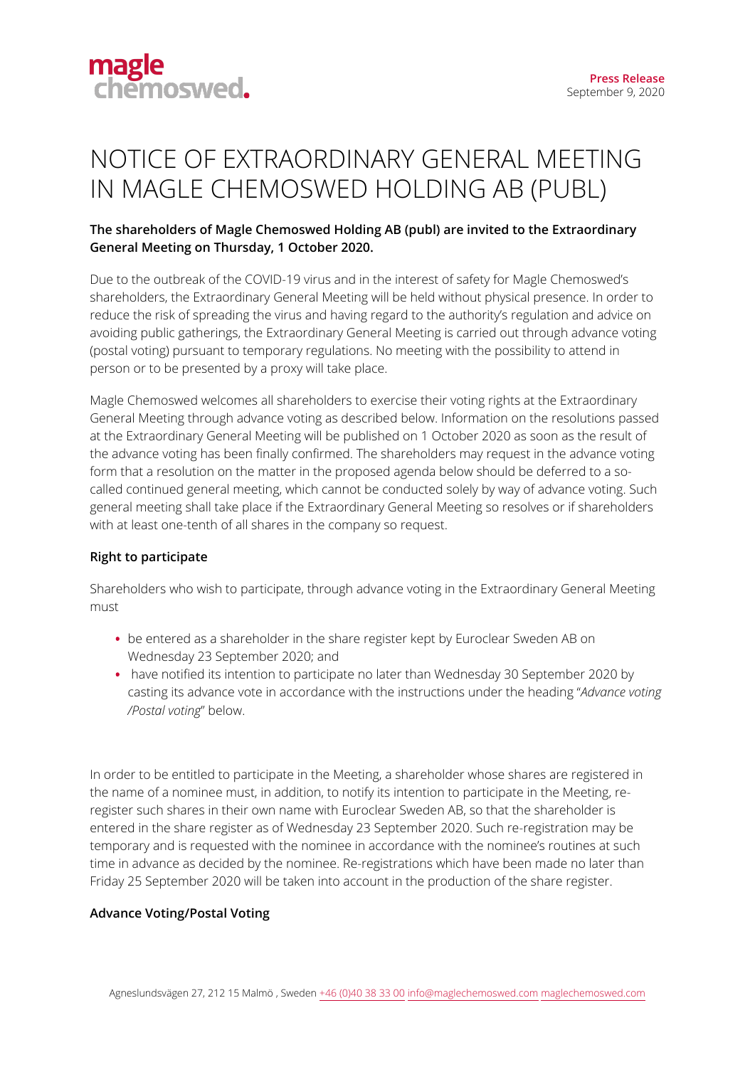Press Release
September 9, 2020

# NOTICE OF EXTRAORDINARY GENERAL MEETING IN MAGLE CHEMOSWED HOLDING AB (PUBL)

**The shareholders of Magle Chemoswed Holding AB (publ) are invited to the Extraordinary General Meeting on Thursday, 1 October 2020.**

Due to the outbreak of the COVID-19 virus and in the interest of safety for Magle Chemoswed's shareholders, the Extraordinary General Meeting will be held without physical presence. In order to reduce the risk of spreading the virus and having regard to the authority's regulation and advice on avoiding public gatherings, the Extraordinary General Meeting is carried out through advance voting (postal voting) pursuant to temporary regulations. No meeting with the possibility to attend in person or to be presented by a proxy will take place.

Magle Chemoswed welcomes all shareholders to exercise their voting rights at the Extraordinary General Meeting through advance voting as described below. Information on the resolutions passed at the Extraordinary General Meeting will be published on 1 October 2020 as soon as the result of the advance voting has been finally confirmed. The shareholders may request in the advance voting form that a resolution on the matter in the proposed agenda below should be deferred to a so-called continued general meeting, which cannot be conducted solely by way of advance voting. Such general meeting shall take place if the Extraordinary General Meeting so resolves or if shareholders with at least one-tenth of all shares in the company so request.

**Right to participate**

Shareholders who wish to participate, through advance voting in the Extraordinary General Meeting must

- be entered as a shareholder in the share register kept by Euroclear Sweden AB on Wednesday 23 September 2020; and
- have notified its intention to participate no later than Wednesday 30 September 2020 by casting its advance vote in accordance with the instructions under the heading "*Advance voting /Postal voting*" below.

In order to be entitled to participate in the Meeting, a shareholder whose shares are registered in the name of a nominee must, in addition, to notify its intention to participate in the Meeting, re-register such shares in their own name with Euroclear Sweden AB, so that the shareholder is entered in the share register as of Wednesday 23 September 2020. Such re-registration may be temporary and is requested with the nominee in accordance with the nominee's routines at such time in advance as decided by the nominee. Re-registrations which have been made no later than Friday 25 September 2020 will be taken into account in the production of the share register.

**Advance Voting/Postal Voting**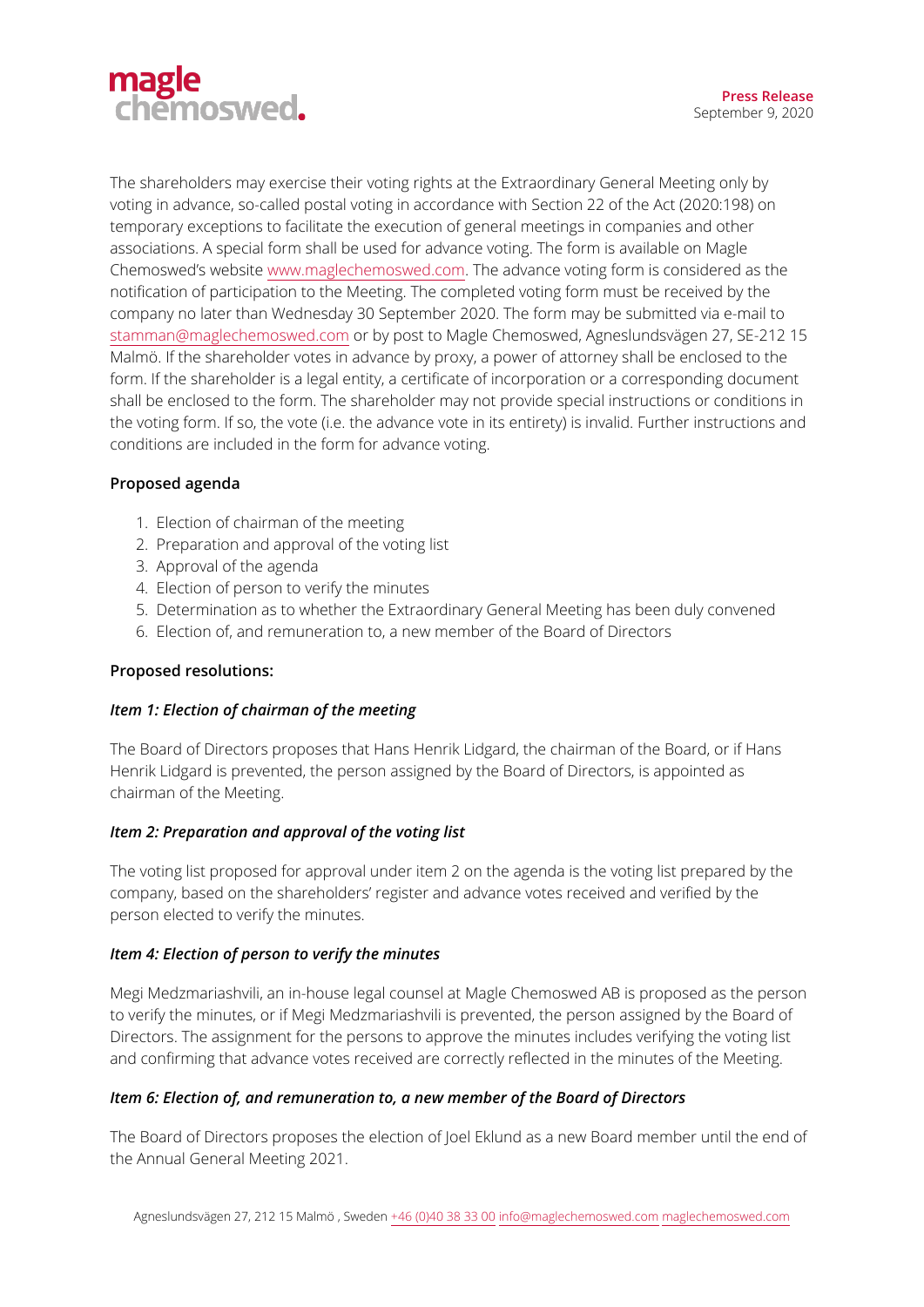The shareholders may exercise their voting rights at the Extraordinary General Meeting only by voting in advance, so-called postal voting in accordance with Section 22 of the Act (2020:198) on temporary exceptions to facilitate the execution of general meetings in companies and other associations. A special form shall be used for advance voting. The form is available on Magle Chemoswed's website www.maglechemoswed.com. The advance voting form is considered as the notification of participation to the Meeting. The completed voting form must be received by the company no later than Wednesday 30 September 2020. The form may be submitted via e-mail to stamman@maglechemoswed.com or by post to Magle Chemoswed, Agneslundsvägen 27, SE-212 15 Malmö. If the shareholder votes in advance by proxy, a power of attorney shall be enclosed to the form. If the shareholder is a legal entity, a certificate of incorporation or a corresponding document shall be enclosed to the form. The shareholder may not provide special instructions or conditions in the voting form. If so, the vote (i.e. the advance vote in its entirety) is invalid. Further instructions and conditions are included in the form for advance voting.

**Proposed agenda**

1. Election of chairman of the meeting
2. Preparation and approval of the voting list
3. Approval of the agenda
4. Election of person to verify the minutes
5. Determination as to whether the Extraordinary General Meeting has been duly convened
6. Election of, and remuneration to, a new member of the Board of Directors

**Proposed resolutions:**

***Item 1: Election of chairman of the meeting***

The Board of Directors proposes that Hans Henrik Lidgard, the chairman of the Board, or if Hans Henrik Lidgard is prevented, the person assigned by the Board of Directors, is appointed as chairman of the Meeting.

***Item 2: Preparation and approval of the voting list***

The voting list proposed for approval under item 2 on the agenda is the voting list prepared by the company, based on the shareholders' register and advance votes received and verified by the person elected to verify the minutes.

***Item 4: Election of person to verify the minutes***

Megi Medzmariashvili, an in-house legal counsel at Magle Chemoswed AB is proposed as the person to verify the minutes, or if Megi Medzmariashvili is prevented, the person assigned by the Board of Directors. The assignment for the persons to approve the minutes includes verifying the voting list and confirming that advance votes received are correctly reflected in the minutes of the Meeting.

***Item 6: Election of, and remuneration to, a new member of the Board of Directors***

The Board of Directors proposes the election of Joel Eklund as a new Board member until the end of the Annual General Meeting 2021.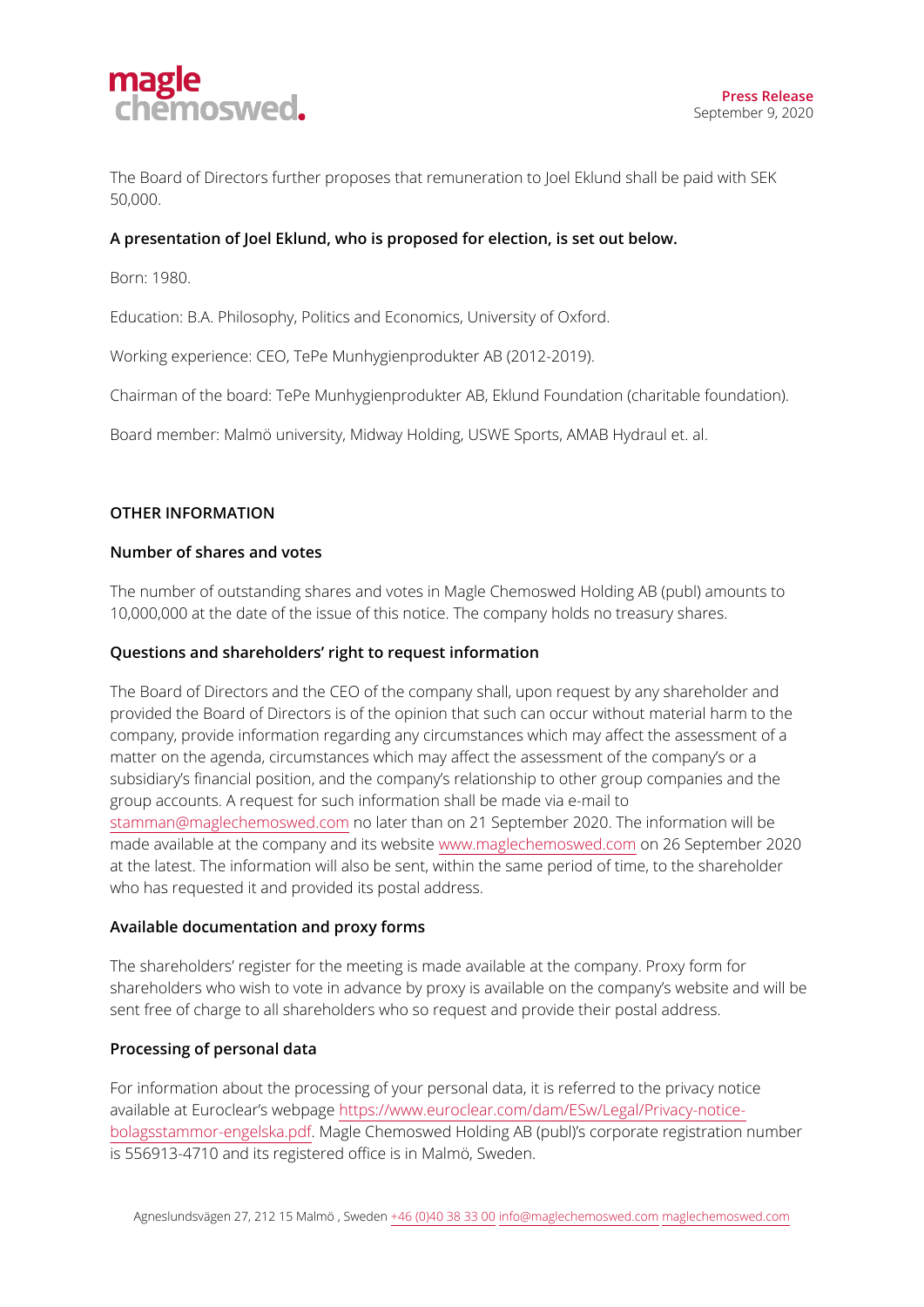The Board of Directors further proposes that remuneration to Joel Eklund shall be paid with SEK 50,000.

**A presentation of Joel Eklund, who is proposed for election, is set out below.**

Born: 1980.

Education: B.A. Philosophy, Politics and Economics, University of Oxford.

Working experience: CEO, TePe Munhygienprodukter AB (2012-2019).

Chairman of the board: TePe Munhygienprodukter AB, Eklund Foundation (charitable foundation).

Board member: Malmö university, Midway Holding, USWE Sports, AMAB Hydraul et. al.

## OTHER INFORMATION

### Number of shares and votes

The number of outstanding shares and votes in Magle Chemoswed Holding AB (publ) amounts to 10,000,000 at the date of the issue of this notice. The company holds no treasury shares.

### Questions and shareholders' right to request information

The Board of Directors and the CEO of the company shall, upon request by any shareholder and provided the Board of Directors is of the opinion that such can occur without material harm to the company, provide information regarding any circumstances which may affect the assessment of a matter on the agenda, circumstances which may affect the assessment of the company's or a subsidiary's financial position, and the company's relationship to other group companies and the group accounts. A request for such information shall be made via e-mail to stamman@maglechemoswed.com no later than on 21 September 2020. The information will be made available at the company and its website www.maglechemoswed.com on 26 September 2020 at the latest. The information will also be sent, within the same period of time, to the shareholder who has requested it and provided its postal address.

### Available documentation and proxy forms

The shareholders' register for the meeting is made available at the company. Proxy form for shareholders who wish to vote in advance by proxy is available on the company's website and will be sent free of charge to all shareholders who so request and provide their postal address.

### Processing of personal data

For information about the processing of your personal data, it is referred to the privacy notice available at Euroclear's webpage https://www.euroclear.com/dam/ESw/Legal/Privacy-notice-bolagsstammor-engelska.pdf. Magle Chemoswed Holding AB (publ)'s corporate registration number is 556913-4710 and its registered office is in Malmö, Sweden.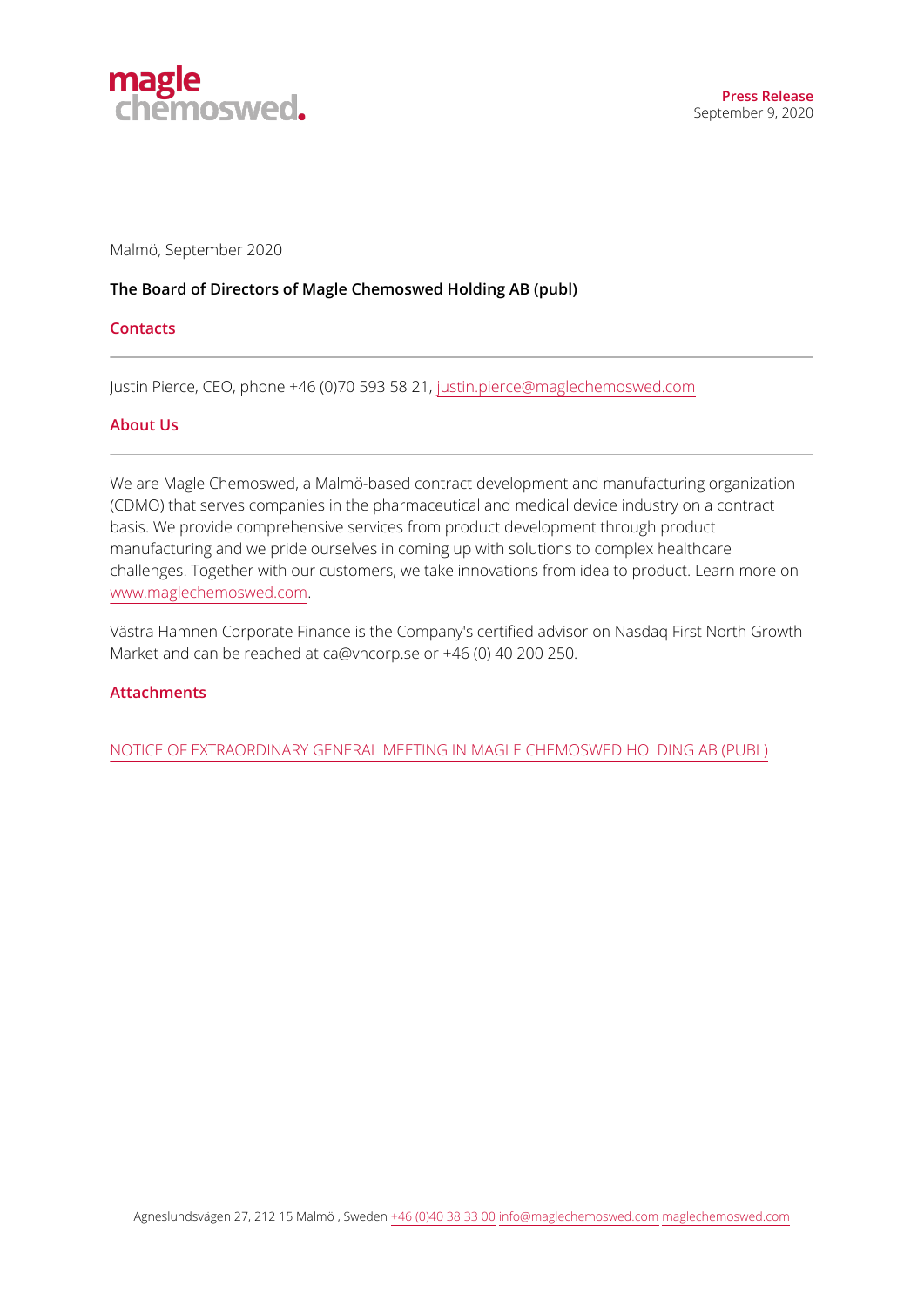Malmö, September 2020

**The Board of Directors of Magle Chemoswed Holding AB (publ)**

## Contacts

Justin Pierce, CEO, phone +46 (0)70 593 58 21, justin.pierce@maglechemoswed.com

## About Us

We are Magle Chemoswed, a Malmö-based contract development and manufacturing organization (CDMO) that serves companies in the pharmaceutical and medical device industry on a contract basis. We provide comprehensive services from product development through product manufacturing and we pride ourselves in coming up with solutions to complex healthcare challenges. Together with our customers, we take innovations from idea to product. Learn more on www.maglechemoswed.com.

Västra Hamnen Corporate Finance is the Company's certified advisor on Nasdaq First North Growth Market and can be reached at ca@vhcorp.se or +46 (0) 40 200 250.

## Attachments

NOTICE OF EXTRAORDINARY GENERAL MEETING IN MAGLE CHEMOSWED HOLDING AB (PUBL)